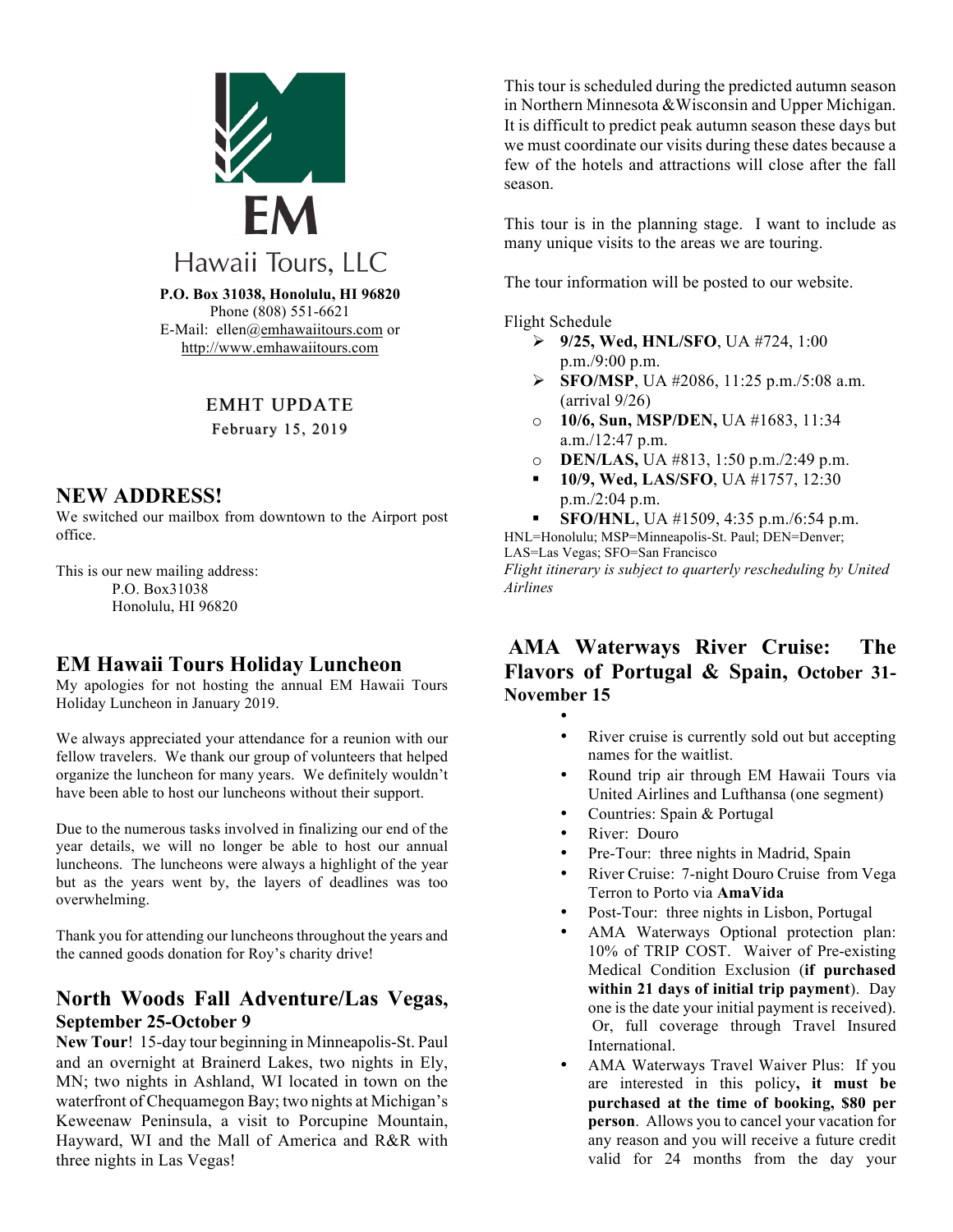EM

Hawaii Tours, LLC

**P.O. Box 31038, Honolulu, HI 96820**
Phone (808) 551-6621
E-Mail: ellen@emhawaiitours.com or
http://www.emhawaiitours.com

EMHT UPDATE
February 15, 2019

## NEW ADDRESS!

We switched our mailbox from downtown to the Airport post office.

This is our new mailing address:
P.O. Box31038
Honolulu, HI 96820

## EM Hawaii Tours Holiday Luncheon

My apologies for not hosting the annual EM Hawaii Tours Holiday Luncheon in January 2019.

We always appreciated your attendance for a reunion with our fellow travelers. We thank our group of volunteers that helped organize the luncheon for many years. We definitely wouldn't have been able to host our luncheons without their support.

Due to the numerous tasks involved in finalizing our end of the year details, we will no longer be able to host our annual luncheons. The luncheons were always a highlight of the year but as the years went by, the layers of deadlines was too overwhelming.

Thank you for attending our luncheons throughout the years and the canned goods donation for Roy's charity drive!

## North Woods Fall Adventure/Las Vegas, September 25-October 9

**New Tour**! 15-day tour beginning in Minneapolis-St. Paul and an overnight at Brainerd Lakes, two nights in Ely, MN; two nights in Ashland, WI located in town on the waterfront of Chequamegon Bay; two nights at Michigan's Keweenaw Peninsula, a visit to Porcupine Mountain, Hayward, WI and the Mall of America and R&R with three nights in Las Vegas!

This tour is scheduled during the predicted autumn season in Northern Minnesota &Wisconsin and Upper Michigan. It is difficult to predict peak autumn season these days but we must coordinate our visits during these dates because a few of the hotels and attractions will close after the fall season.

This tour is in the planning stage. I want to include as many unique visits to the areas we are touring.

The tour information will be posted to our website.

Flight Schedule

- **9/25, Wed, HNL/SFO**, UA #724, 1:00 p.m./9:00 p.m.
- **SFO/MSP**, UA #2086, 11:25 p.m./5:08 a.m. (arrival 9/26)
- **10/6, Sun, MSP/DEN,** UA #1683, 11:34 a.m./12:47 p.m.
- **DEN/LAS**, UA #813, 1:50 p.m./2:49 p.m.
- **10/9, Wed, LAS/SFO**, UA #1757, 12:30 p.m./2:04 p.m.
- **SFO/HNL**, UA #1509, 4:35 p.m./6:54 p.m.

HNL=Honolulu; MSP=Minneapolis-St. Paul; DEN=Denver; LAS=Las Vegas; SFO=San Francisco

*Flight itinerary is subject to quarterly rescheduling by United Airlines*

## AMA Waterways River Cruise: The Flavors of Portugal & Spain, October 31-November 15

- River cruise is currently sold out but accepting names for the waitlist.
- Round trip air through EM Hawaii Tours via United Airlines and Lufthansa (one segment)
- Countries: Spain & Portugal
- River: Douro
- Pre-Tour: three nights in Madrid, Spain
- River Cruise: 7-night Douro Cruise from Vega Terron to Porto via **AmaVida**
- Post-Tour: three nights in Lisbon, Portugal
- AMA Waterways Optional protection plan: 10% of TRIP COST. Waiver of Pre-existing Medical Condition Exclusion (**if purchased within 21 days of initial trip payment**). Day one is the date your initial payment is received). Or, full coverage through Travel Insured International.
- AMA Waterways Travel Waiver Plus: If you are interested in this policy**, it must be purchased at the time of booking, $80 per person**. Allows you to cancel your vacation for any reason and you will receive a future credit valid for 24 months from the day your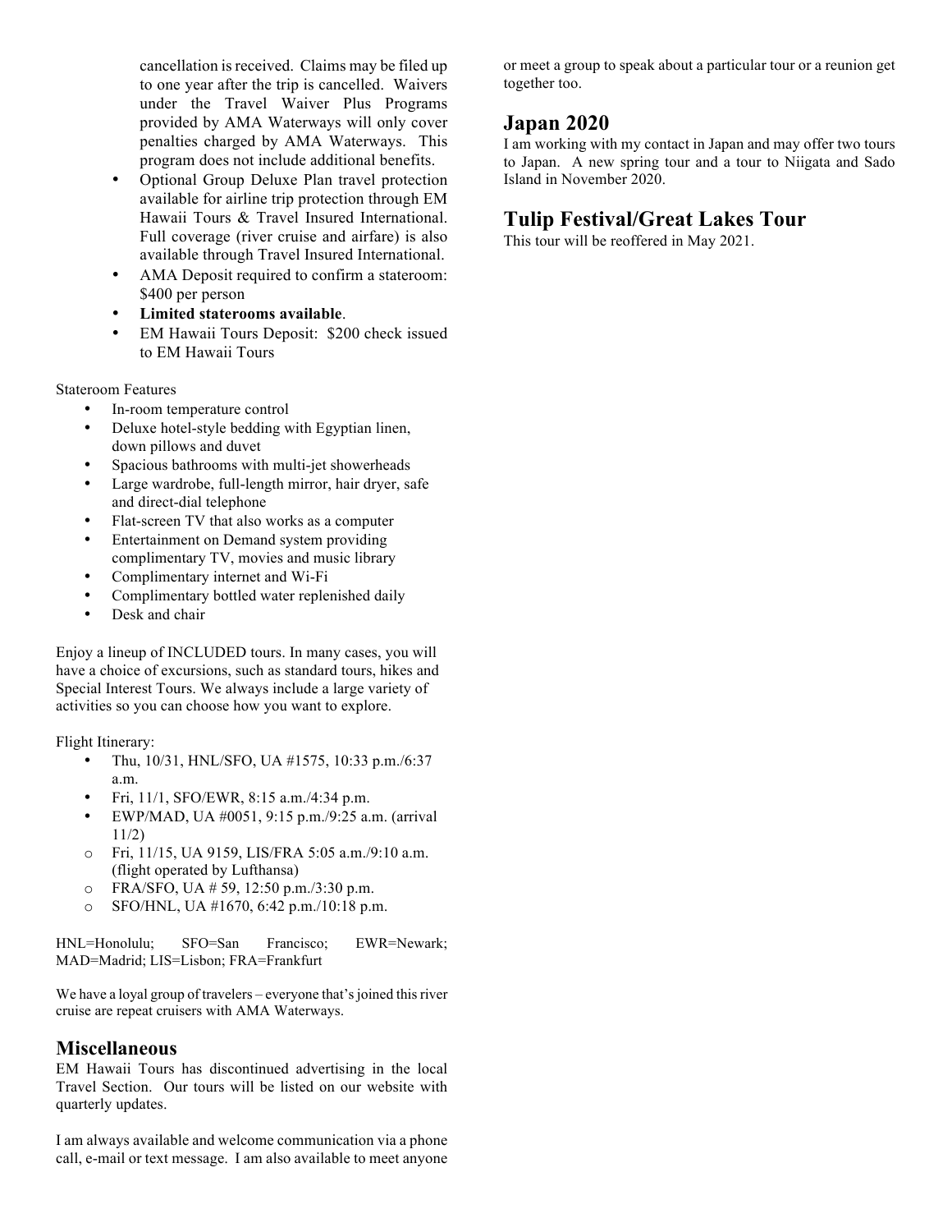cancellation is received. Claims may be filed up to one year after the trip is cancelled. Waivers under the Travel Waiver Plus Programs provided by AMA Waterways will only cover penalties charged by AMA Waterways. This program does not include additional benefits.

- Optional Group Deluxe Plan travel protection available for airline trip protection through EM Hawaii Tours & Travel Insured International. Full coverage (river cruise and airfare) is also available through Travel Insured International.
- AMA Deposit required to confirm a stateroom: $400 per person
- **Limited staterooms available**.
- EM Hawaii Tours Deposit: $200 check issued to EM Hawaii Tours

Stateroom Features

- In-room temperature control
- Deluxe hotel-style bedding with Egyptian linen, down pillows and duvet
- Spacious bathrooms with multi-jet showerheads
- Large wardrobe, full-length mirror, hair dryer, safe and direct-dial telephone
- Flat-screen TV that also works as a computer
- Entertainment on Demand system providing complimentary TV, movies and music library
- Complimentary internet and Wi-Fi
- Complimentary bottled water replenished daily
- Desk and chair

Enjoy a lineup of INCLUDED tours. In many cases, you will have a choice of excursions, such as standard tours, hikes and Special Interest Tours. We always include a large variety of activities so you can choose how you want to explore.

Flight Itinerary:

- Thu, 10/31, HNL/SFO, UA #1575, 10:33 p.m./6:37 a.m.
- Fri, 11/1, SFO/EWR, 8:15 a.m./4:34 p.m.
- EWP/MAD, UA #0051, 9:15 p.m./9:25 a.m. (arrival 11/2)
  - Fri, 11/15, UA 9159, LIS/FRA 5:05 a.m./9:10 a.m. (flight operated by Lufthansa)
  - FRA/SFO, UA # 59, 12:50 p.m./3:30 p.m.
  - SFO/HNL, UA #1670, 6:42 p.m./10:18 p.m.

HNL=Honolulu; SFO=San Francisco; EWR=Newark; MAD=Madrid; LIS=Lisbon; FRA=Frankfurt

We have a loyal group of travelers – everyone that's joined this river cruise are repeat cruisers with AMA Waterways.

## Miscellaneous

EM Hawaii Tours has discontinued advertising in the local Travel Section. Our tours will be listed on our website with quarterly updates.

I am always available and welcome communication via a phone call, e-mail or text message. I am also available to meet anyone or meet a group to speak about a particular tour or a reunion get together too.

## Japan 2020

I am working with my contact in Japan and may offer two tours to Japan. A new spring tour and a tour to Niigata and Sado Island in November 2020.

## Tulip Festival/Great Lakes Tour

This tour will be reoffered in May 2021.